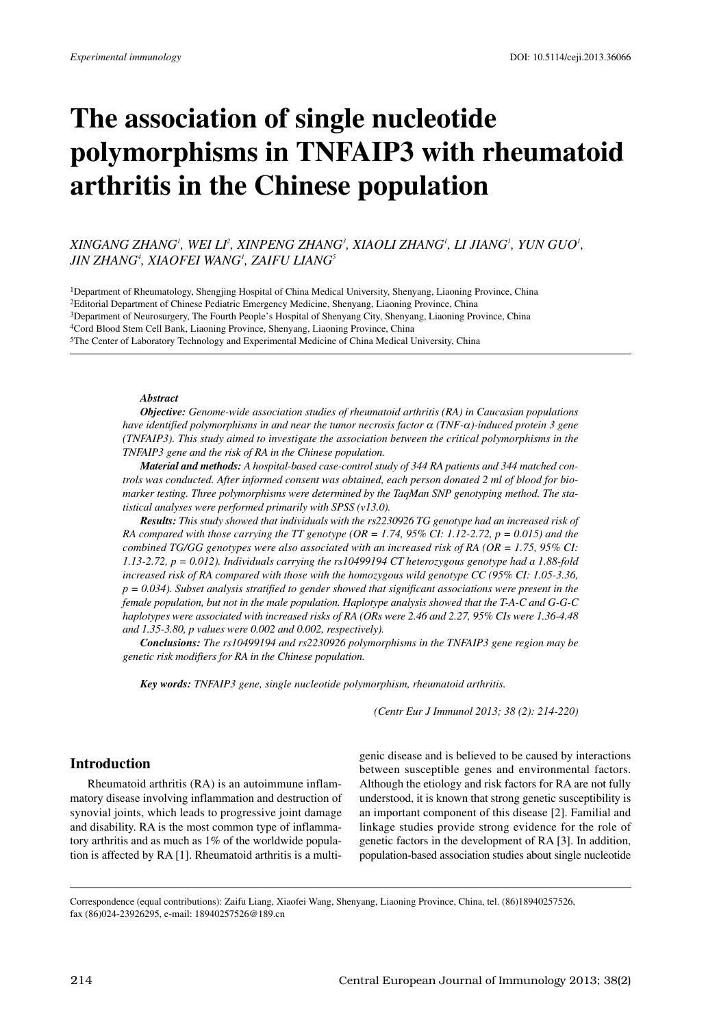*Experimental immunology*

DOI: 10.5114/ceji.2013.36066

# The association of single nucleotide polymorphisms in TNFAIP3 with rheumatoid arthritis in the Chinese population

*XINGANG ZHANG[1], WEI LI[2], XINPENG ZHANG[3], XIAOLI ZHANG[1], LI JIANG[1], YUN GUO[1], JIN ZHANG[4], XIAOFEI WANG[1], ZAIFU LIANG[5]*

[1]Department of Rheumatology, Shengjing Hospital of China Medical University, Shenyang, Liaoning Province, China
[2]Editorial Department of Chinese Pediatric Emergency Medicine, Shenyang, Liaoning Province, China
[3]Department of Neurosurgery, The Fourth People's Hospital of Shenyang City, Shenyang, Liaoning Province, China
[4]Cord Blood Stem Cell Bank, Liaoning Province, Shenyang, Liaoning Province, China
[5]The Center of Laboratory Technology and Experimental Medicine of China Medical University, China

***Abstract***

***Objective:*** *Genome-wide association studies of rheumatoid arthritis (RA) in Caucasian populations have identified polymorphisms in and near the tumor necrosis factor α (TNF-α)-induced protein 3 gene (TNFAIP3). This study aimed to investigate the association between the critical polymorphisms in the TNFAIP3 gene and the risk of RA in the Chinese population.*

***Material and methods:*** *A hospital-based case-control study of 344 RA patients and 344 matched controls was conducted. After informed consent was obtained, each person donated 2 ml of blood for biomarker testing. Three polymorphisms were determined by the TaqMan SNP genotyping method. The statistical analyses were performed primarily with SPSS (v13.0).*

***Results:*** *This study showed that individuals with the rs2230926 TG genotype had an increased risk of RA compared with those carrying the TT genotype (OR = 1.74, 95% CI: 1.12-2.72, p = 0.015) and the combined TG/GG genotypes were also associated with an increased risk of RA (OR = 1.75, 95% CI: 1.13-2.72, p = 0.012). Individuals carrying the rs10499194 CT heterozygous genotype had a 1.88-fold increased risk of RA compared with those with the homozygous wild genotype CC (95% CI: 1.05-3.36, p = 0.034). Subset analysis stratified to gender showed that significant associations were present in the female population, but not in the male population. Haplotype analysis showed that the T-A-C and G-G-C haplotypes were associated with increased risks of RA (ORs were 2.46 and 2.27, 95% CIs were 1.36-4.48 and 1.35-3.80, p values were 0.002 and 0.002, respectively).*

***Conclusions:*** *The rs10499194 and rs2230926 polymorphisms in the TNFAIP3 gene region may be genetic risk modifiers for RA in the Chinese population.*

***Key words:*** *TNFAIP3 gene, single nucleotide polymorphism, rheumatoid arthritis.*

*(Centr Eur J Immunol 2013; 38 (2): 214-220)*

## Introduction

Rheumatoid arthritis (RA) is an autoimmune inflammatory disease involving inflammation and destruction of synovial joints, which leads to progressive joint damage and disability. RA is the most common type of inflammatory arthritis and as much as 1% of the worldwide population is affected by RA [1]. Rheumatoid arthritis is a multigenic disease and is believed to be caused by interactions between susceptible genes and environmental factors. Although the etiology and risk factors for RA are not fully understood, it is known that strong genetic susceptibility is an important component of this disease [2]. Familial and linkage studies provide strong evidence for the role of genetic factors in the development of RA [3]. In addition, population-based association studies about single nucleotide

Correspondence (equal contributions): Zaifu Liang, Xiaofei Wang, Shenyang, Liaoning Province, China, tel. (86)18940257526, fax (86)024-23926295, e-mail: 18940257526@189.cn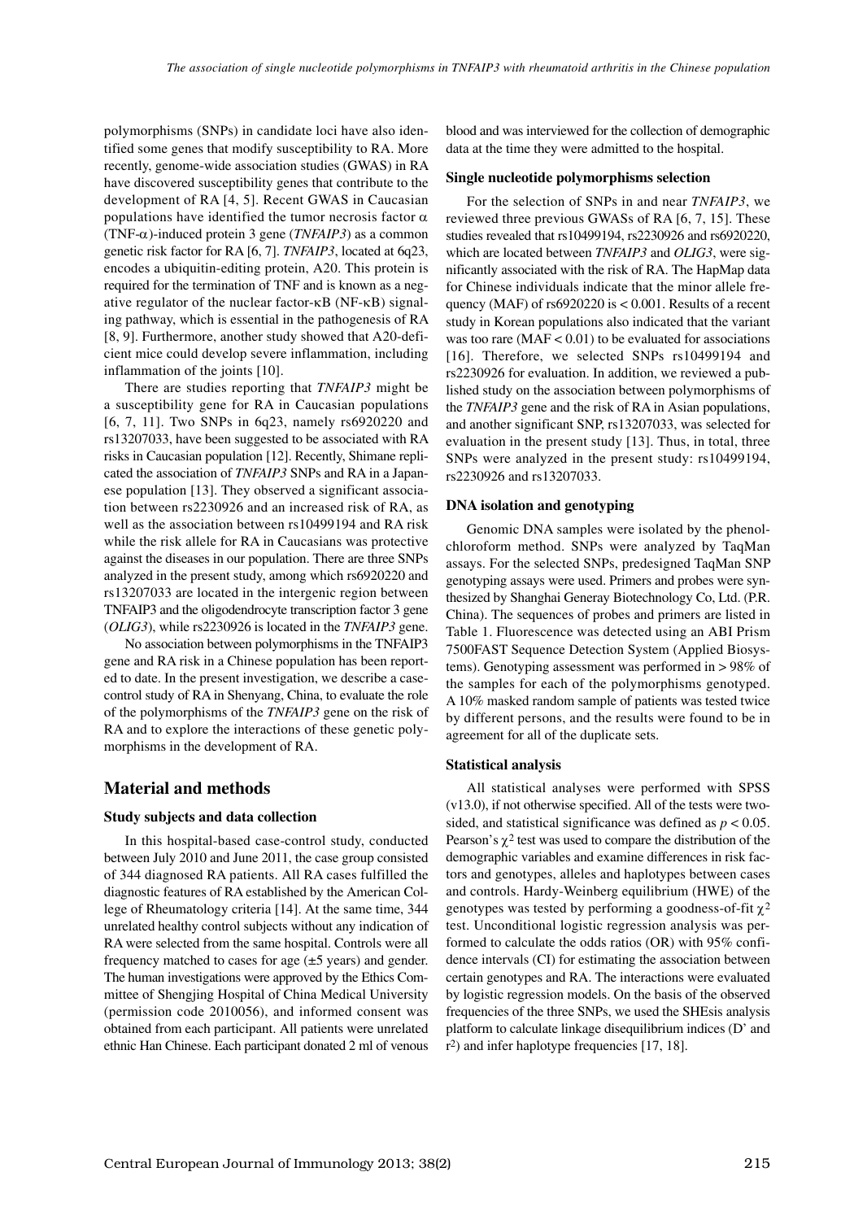polymorphisms (SNPs) in candidate loci have also identified some genes that modify susceptibility to RA. More recently, genome-wide association studies (GWAS) in RA have discovered susceptibility genes that contribute to the development of RA [4, 5]. Recent GWAS in Caucasian populations have identified the tumor necrosis factor α (TNF-α)-induced protein 3 gene (*TNFAIP3*) as a common genetic risk factor for RA [6, 7]. *TNFAIP3*, located at 6q23, encodes a ubiquitin-editing protein, A20. This protein is required for the termination of TNF and is known as a negative regulator of the nuclear factor-κB (NF-κB) signaling pathway, which is essential in the pathogenesis of RA [8, 9]. Furthermore, another study showed that A20-deficient mice could develop severe inflammation, including inflammation of the joints [10].

There are studies reporting that *TNFAIP3* might be a susceptibility gene for RA in Caucasian populations [6, 7, 11]. Two SNPs in 6q23, namely rs6920220 and rs13207033, have been suggested to be associated with RA risks in Caucasian population [12]. Recently, Shimane replicated the association of *TNFAIP3* SNPs and RA in a Japanese population [13]. They observed a significant association between rs2230926 and an increased risk of RA, as well as the association between rs10499194 and RA risk while the risk allele for RA in Caucasians was protective against the diseases in our population. There are three SNPs analyzed in the present study, among which rs6920220 and rs13207033 are located in the intergenic region between TNFAIP3 and the oligodendrocyte transcription factor 3 gene (*OLIG3*), while rs2230926 is located in the *TNFAIP3* gene.

No association between polymorphisms in the TNFAIP3 gene and RA risk in a Chinese population has been reported to date. In the present investigation, we describe a case-control study of RA in Shenyang, China, to evaluate the role of the polymorphisms of the *TNFAIP3* gene on the risk of RA and to explore the interactions of these genetic polymorphisms in the development of RA.

## Material and methods

### Study subjects and data collection

In this hospital-based case-control study, conducted between July 2010 and June 2011, the case group consisted of 344 diagnosed RA patients. All RA cases fulfilled the diagnostic features of RA established by the American College of Rheumatology criteria [14]. At the same time, 344 unrelated healthy control subjects without any indication of RA were selected from the same hospital. Controls were all frequency matched to cases for age (±5 years) and gender. The human investigations were approved by the Ethics Committee of Shengjing Hospital of China Medical University (permission code 2010056), and informed consent was obtained from each participant. All patients were unrelated ethnic Han Chinese. Each participant donated 2 ml of venous blood and was interviewed for the collection of demographic data at the time they were admitted to the hospital.

### Single nucleotide polymorphisms selection

For the selection of SNPs in and near *TNFAIP3*, we reviewed three previous GWASs of RA [6, 7, 15]. These studies revealed that rs10499194, rs2230926 and rs6920220, which are located between *TNFAIP3* and *OLIG3*, were significantly associated with the risk of RA. The HapMap data for Chinese individuals indicate that the minor allele frequency (MAF) of rs6920220 is < 0.001. Results of a recent study in Korean populations also indicated that the variant was too rare (MAF < 0.01) to be evaluated for associations [16]. Therefore, we selected SNPs rs10499194 and rs2230926 for evaluation. In addition, we reviewed a published study on the association between polymorphisms of the *TNFAIP3* gene and the risk of RA in Asian populations, and another significant SNP, rs13207033, was selected for evaluation in the present study [13]. Thus, in total, three SNPs were analyzed in the present study: rs10499194, rs2230926 and rs13207033.

### DNA isolation and genotyping

Genomic DNA samples were isolated by the phenol-chloroform method. SNPs were analyzed by TaqMan assays. For the selected SNPs, predesigned TaqMan SNP genotyping assays were used. Primers and probes were synthesized by Shanghai Generay Biotechnology Co, Ltd. (P.R. China). The sequences of probes and primers are listed in Table 1. Fluorescence was detected using an ABI Prism 7500FAST Sequence Detection System (Applied Biosystems). Genotyping assessment was performed in > 98% of the samples for each of the polymorphisms genotyped. A 10% masked random sample of patients was tested twice by different persons, and the results were found to be in agreement for all of the duplicate sets.

### Statistical analysis

All statistical analyses were performed with SPSS (v13.0), if not otherwise specified. All of the tests were two-sided, and statistical significance was defined as $p < 0.05$. Pearson's $\chi^2$ test was used to compare the distribution of the demographic variables and examine differences in risk factors and genotypes, alleles and haplotypes between cases and controls. Hardy-Weinberg equilibrium (HWE) of the genotypes was tested by performing a goodness-of-fit $\chi^2$ test. Unconditional logistic regression analysis was performed to calculate the odds ratios (OR) with 95% confidence intervals (CI) for estimating the association between certain genotypes and RA. The interactions were evaluated by logistic regression models. On the basis of the observed frequencies of the three SNPs, we used the SHEsis analysis platform to calculate linkage disequilibrium indices (D' and $r^2$) and infer haplotype frequencies [17, 18].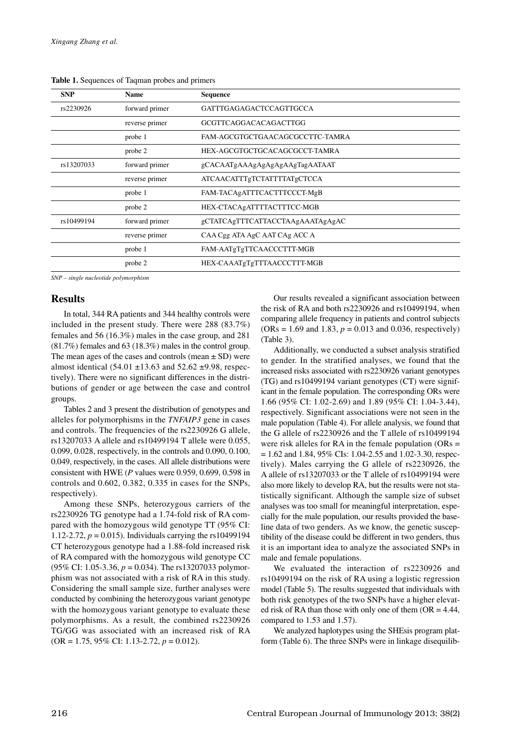**Table 1.** Sequences of Taqman probes and primers

| SNP | Name | Sequence |
|---|---|---|
| rs2230926 | forward primer | GATTTGAGAGACTCCAGTTGCCA |
| | reverse primer | GCGTTCAGGACACAGACTTGG |
| | probe 1 | FAM-AGCGTGCTGAACAGCGCCTTC-TAMRA |
| | probe 2 | HEX-AGCGTGCTGCACAGCGCCT-TAMRA |
| rs13207033 | forward primer | gCACAATgAAAgAgAgAgAAgTagAATAAT |
| | reverse primer | ATCAACATTTgTCTATTTTATgCTCCA |
| | probe 1 | FAM-TACAgATTTCACTTTCCCT-MgB |
| | probe 2 | HEX-CTACAgATTTTACTTTCC-MGB |
| rs10499194 | forward primer | gCTATCAgTTTCATTACCTAAgAAATAgAgAC |
| | reverse primer | CAA Cgg ATA AgC AAT CAg ACC A |
| | probe 1 | FAM-AATgTgTTCAACCCTTT-MGB |
| | probe 2 | HEX-CAAATgTgTTTAACCCTTT-MGB |

*SNP – single nucleotide polymorphism*

## Results

In total, 344 RA patients and 344 healthy controls were included in the present study. There were 288 (83.7%) females and 56 (16.3%) males in the case group, and 281 (81.7%) females and 63 (18.3%) males in the control group. The mean ages of the cases and controls (mean ± SD) were almost identical (54.01 ±13.63 and 52.62 ±9.98, respectively). There were no significant differences in the distributions of gender or age between the case and control groups.

Tables 2 and 3 present the distribution of genotypes and alleles for polymorphisms in the *TNFAIP3* gene in cases and controls. The frequencies of the rs2230926 G allele, rs13207033 A allele and rs10499194 T allele were 0.055, 0.099, 0.028, respectively, in the controls and 0.090, 0.100, 0.049, respectively, in the cases. All allele distributions were consistent with HWE (*P* values were 0.959, 0.699, 0.598 in controls and 0.602, 0.382, 0.335 in cases for the SNPs, respectively).

Among these SNPs, heterozygous carriers of the rs2230926 TG genotype had a 1.74-fold risk of RA compared with the homozygous wild genotype TT (95% CI: 1.12-2.72, $p = 0.015$). Individuals carrying the rs10499194 CT heterozygous genotype had a 1.88-fold increased risk of RA compared with the homozygous wild genotype CC (95% CI: 1.05-3.36, $p = 0.034$). The rs13207033 polymorphism was not associated with a risk of RA in this study. Considering the small sample size, further analyses were conducted by combining the heterozygous variant genotype with the homozygous variant genotype to evaluate these polymorphisms. As a result, the combined rs2230926 TG/GG was associated with an increased risk of RA (OR = 1.75, 95% CI: 1.13-2.72, $p = 0.012$).

Our results revealed a significant association between the risk of RA and both rs2230926 and rs10499194, when comparing allele frequency in patients and control subjects (ORs = 1.69 and 1.83, $p = 0.013$ and 0.036, respectively) (Table 3).

Additionally, we conducted a subset analysis stratified to gender. In the stratified analyses, we found that the increased risks associated with rs2230926 variant genotypes (TG) and rs10499194 variant genotypes (CT) were significant in the female population. The corresponding ORs were 1.66 (95% CI: 1.02-2.69) and 1.89 (95% CI: 1.04-3.44), respectively. Significant associations were not seen in the male population (Table 4). For allele analysis, we found that the G allele of rs2230926 and the T allele of rs10499194 were risk alleles for RA in the female population (ORs = = 1.62 and 1.84, 95% CIs: 1.04-2.55 and 1.02-3.30, respectively). Males carrying the G allele of rs2230926, the A allele of rs13207033 or the T allele of rs10499194 were also more likely to develop RA, but the results were not statistically significant. Although the sample size of subset analyses was too small for meaningful interpretation, especially for the male population, our results provided the baseline data of two genders. As we know, the genetic susceptibility of the disease could be different in two genders, thus it is an important idea to analyze the associated SNPs in male and female populations.

We evaluated the interaction of rs2230926 and rs10499194 on the risk of RA using a logistic regression model (Table 5). The results suggested that individuals with both risk genotypes of the two SNPs have a higher elevated risk of RA than those with only one of them (OR = 4.44, compared to 1.53 and 1.57).

We analyzed haplotypes using the SHEsis program platform (Table 6). The three SNPs were in linkage disequilib-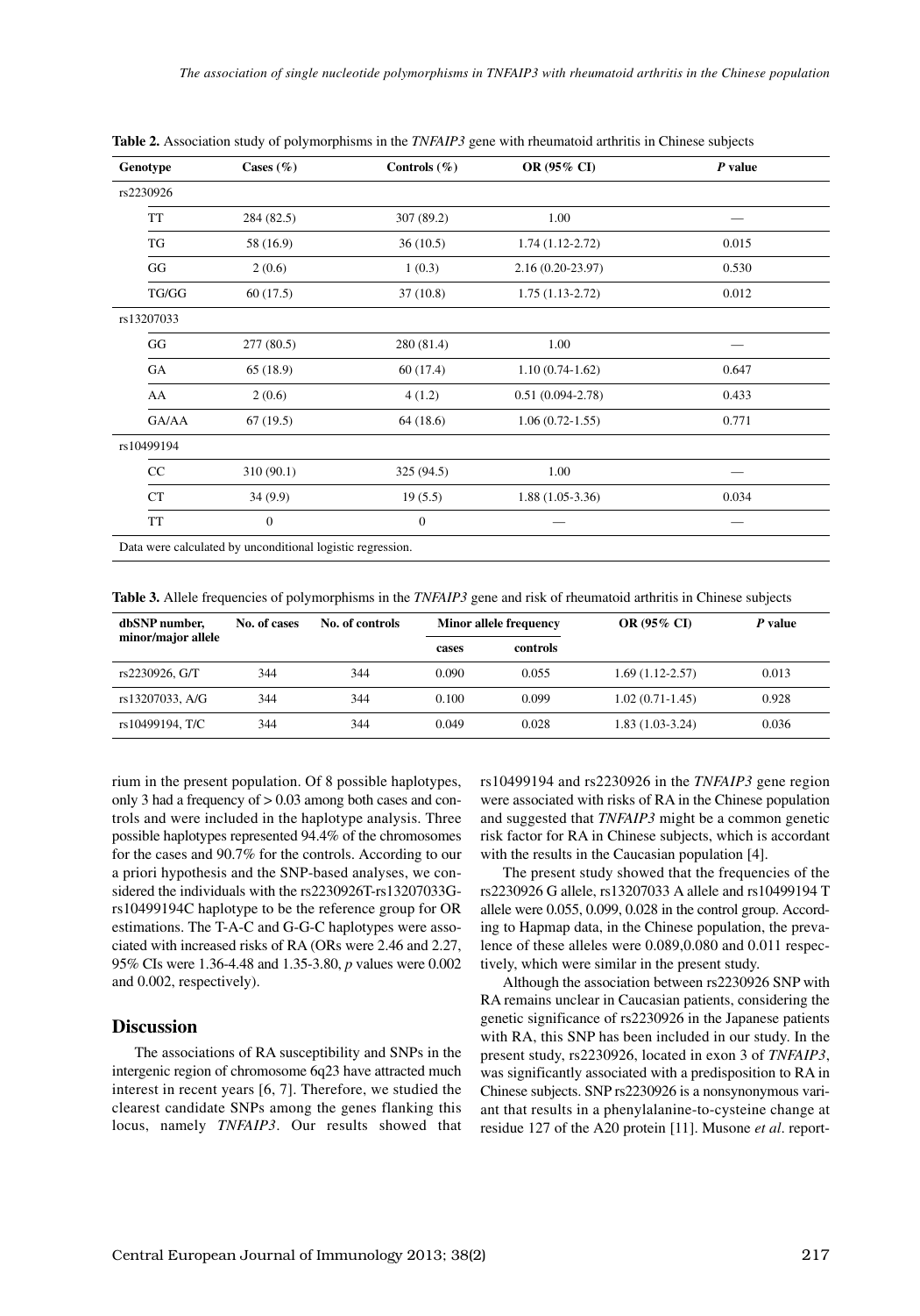**Table 2.** Association study of polymorphisms in the *TNFAIP3* gene with rheumatoid arthritis in Chinese subjects

| Genotype | Cases (%) | Controls (%) | OR (95% CI) | *P* value |
|---|---|---|---|---|
| rs2230926 | | | | |
| TT | 284 (82.5) | 307 (89.2) | 1.00 | — |
| TG | 58 (16.9) | 36 (10.5) | 1.74 (1.12-2.72) | 0.015 |
| GG | 2 (0.6) | 1 (0.3) | 2.16 (0.20-23.97) | 0.530 |
| TG/GG | 60 (17.5) | 37 (10.8) | 1.75 (1.13-2.72) | 0.012 |
| rs13207033 | | | | |
| GG | 277 (80.5) | 280 (81.4) | 1.00 | — |
| GA | 65 (18.9) | 60 (17.4) | 1.10 (0.74-1.62) | 0.647 |
| AA | 2 (0.6) | 4 (1.2) | 0.51 (0.094-2.78) | 0.433 |
| GA/AA | 67 (19.5) | 64 (18.6) | 1.06 (0.72-1.55) | 0.771 |
| rs10499194 | | | | |
| CC | 310 (90.1) | 325 (94.5) | 1.00 | — |
| CT | 34 (9.9) | 19 (5.5) | 1.88 (1.05-3.36) | 0.034 |
| TT | 0 | 0 | — | — |

Data were calculated by unconditional logistic regression.

**Table 3.** Allele frequencies of polymorphisms in the *TNFAIP3* gene and risk of rheumatoid arthritis in Chinese subjects

| dbSNP number, minor/major allele | No. of cases | No. of controls | Minor allele frequency | | OR (95% CI) | *P* value |
|---|---|---|---|---|---|---|
| | | | cases | controls | | |
| rs2230926, G/T | 344 | 344 | 0.090 | 0.055 | 1.69 (1.12-2.57) | 0.013 |
| rs13207033, A/G | 344 | 344 | 0.100 | 0.099 | 1.02 (0.71-1.45) | 0.928 |
| rs10499194, T/C | 344 | 344 | 0.049 | 0.028 | 1.83 (1.03-3.24) | 0.036 |

rium in the present population. Of 8 possible haplotypes, only 3 had a frequency of > 0.03 among both cases and controls and were included in the haplotype analysis. Three possible haplotypes represented 94.4% of the chromosomes for the cases and 90.7% for the controls. According to our a priori hypothesis and the SNP-based analyses, we considered the individuals with the rs2230926T-rs13207033G-rs10499194C haplotype to be the reference group for OR estimations. The T-A-C and G-G-C haplotypes were associated with increased risks of RA (ORs were 2.46 and 2.27, 95% CIs were 1.36-4.48 and 1.35-3.80, *p* values were 0.002 and 0.002, respectively).

## Discussion

The associations of RA susceptibility and SNPs in the intergenic region of chromosome 6q23 have attracted much interest in recent years [6, 7]. Therefore, we studied the clearest candidate SNPs among the genes flanking this locus, namely *TNFAIP3*. Our results showed that rs10499194 and rs2230926 in the *TNFAIP3* gene region were associated with risks of RA in the Chinese population and suggested that *TNFAIP3* might be a common genetic risk factor for RA in Chinese subjects, which is accordant with the results in the Caucasian population [4].

The present study showed that the frequencies of the rs2230926 G allele, rs13207033 A allele and rs10499194 T allele were 0.055, 0.099, 0.028 in the control group. According to Hapmap data, in the Chinese population, the prevalence of these alleles were 0.089,0.080 and 0.011 respectively, which were similar in the present study.

Although the association between rs2230926 SNP with RA remains unclear in Caucasian patients, considering the genetic significance of rs2230926 in the Japanese patients with RA, this SNP has been included in our study. In the present study, rs2230926, located in exon 3 of *TNFAIP3*, was significantly associated with a predisposition to RA in Chinese subjects. SNP rs2230926 is a nonsynonymous variant that results in a phenylalanine-to-cysteine change at residue 127 of the A20 protein [11]. Musone *et al*. report-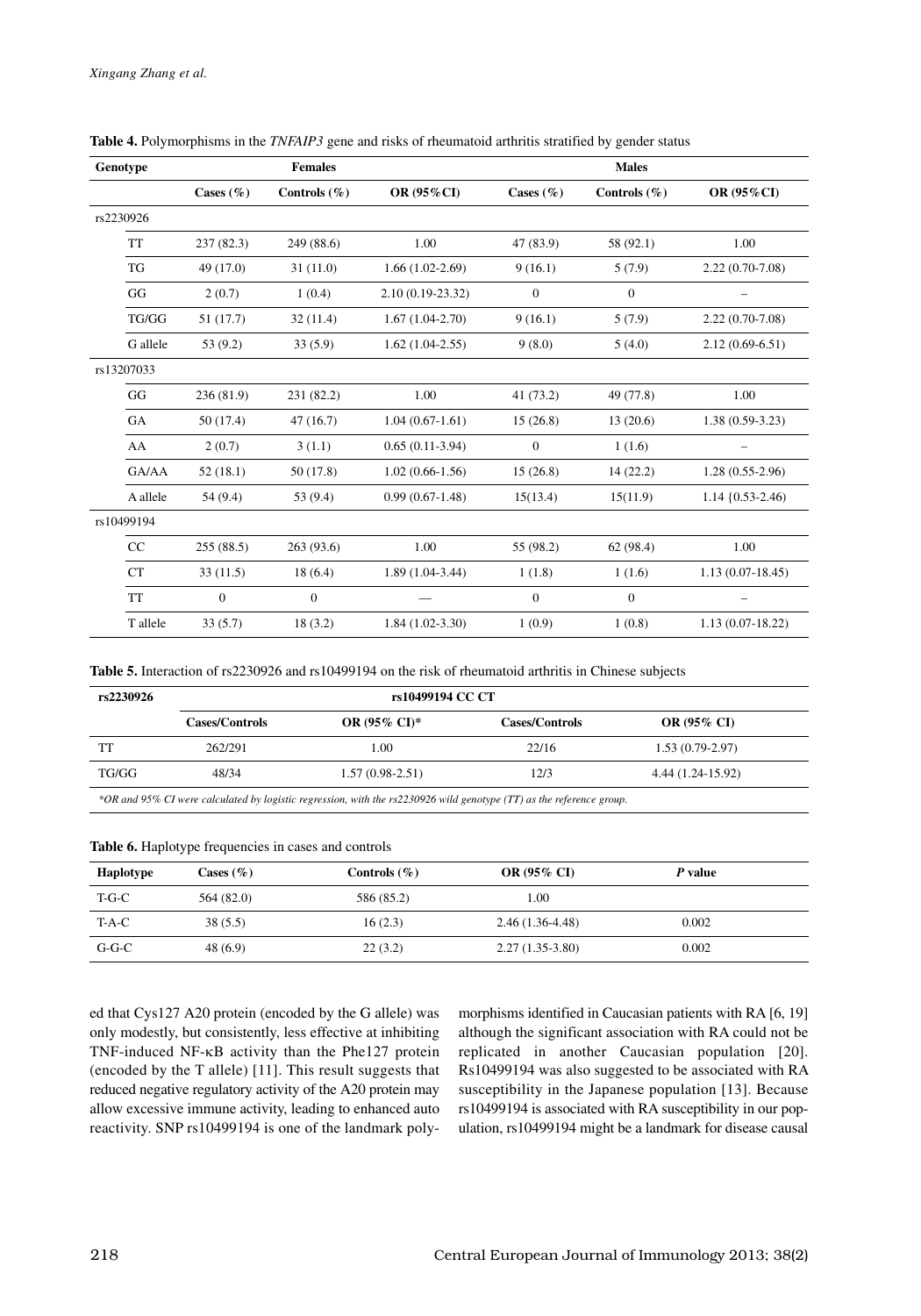**Table 4.** Polymorphisms in the *TNFAIP3* gene and risks of rheumatoid arthritis stratified by gender status

| Genotype | Females | | | Males | | |
|---|---|---|---|---|---|---|
| | Cases (%) | Controls (%) | OR (95%CI) | Cases (%) | Controls (%) | OR (95%CI) |
| rs2230926 | | | | | | |
| TT | 237 (82.3) | 249 (88.6) | 1.00 | 47 (83.9) | 58 (92.1) | 1.00 |
| TG | 49 (17.0) | 31 (11.0) | 1.66 (1.02-2.69) | 9 (16.1) | 5 (7.9) | 2.22 (0.70-7.08) |
| GG | 2 (0.7) | 1 (0.4) | 2.10 (0.19-23.32) | 0 | 0 | – |
| TG/GG | 51 (17.7) | 32 (11.4) | 1.67 (1.04-2.70) | 9 (16.1) | 5 (7.9) | 2.22 (0.70-7.08) |
| G allele | 53 (9.2) | 33 (5.9) | 1.62 (1.04-2.55) | 9 (8.0) | 5 (4.0) | 2.12 (0.69-6.51) |
| rs13207033 | | | | | | |
| GG | 236 (81.9) | 231 (82.2) | 1.00 | 41 (73.2) | 49 (77.8) | 1.00 |
| GA | 50 (17.4) | 47 (16.7) | 1.04 (0.67-1.61) | 15 (26.8) | 13 (20.6) | 1.38 (0.59-3.23) |
| AA | 2 (0.7) | 3 (1.1) | 0.65 (0.11-3.94) | 0 | 1 (1.6) | – |
| GA/AA | 52 (18.1) | 50 (17.8) | 1.02 (0.66-1.56) | 15 (26.8) | 14 (22.2) | 1.28 (0.55-2.96) |
| A allele | 54 (9.4) | 53 (9.4) | 0.99 (0.67-1.48) | 15(13.4) | 15(11.9) | 1.14 {0.53-2.46) |
| rs10499194 | | | | | | |
| CC | 255 (88.5) | 263 (93.6) | 1.00 | 55 (98.2) | 62 (98.4) | 1.00 |
| CT | 33 (11.5) | 18 (6.4) | 1.89 (1.04-3.44) | 1 (1.8) | 1 (1.6) | 1.13 (0.07-18.45) |
| TT | 0 | 0 | — | 0 | 0 | – |
| T allele | 33 (5.7) | 18 (3.2) | 1.84 (1.02-3.30) | 1 (0.9) | 1 (0.8) | 1.13 (0.07-18.22) |

**Table 5.** Interaction of rs2230926 and rs10499194 on the risk of rheumatoid arthritis in Chinese subjects

| rs2230926 | rs10499194 CC CT | | | |
|---|---|---|---|---|
| | Cases/Controls | OR (95% CI)* | Cases/Controls | OR (95% CI) |
| TT | 262/291 | 1.00 | 22/16 | 1.53 (0.79-2.97) |
| TG/GG | 48/34 | 1.57 (0.98-2.51) | 12/3 | 4.44 (1.24-15.92) |

*\*OR and 95% CI were calculated by logistic regression, with the rs2230926 wild genotype (TT) as the reference group.*

**Table 6.** Haplotype frequencies in cases and controls

| Haplotype | Cases (%) | Controls (%) | OR (95% CI) | *P* value |
|---|---|---|---|---|
| T-G-C | 564 (82.0) | 586 (85.2) | 1.00 | |
| T-A-C | 38 (5.5) | 16 (2.3) | 2.46 (1.36-4.48) | 0.002 |
| G-G-C | 48 (6.9) | 22 (3.2) | 2.27 (1.35-3.80) | 0.002 |

ed that Cys127 A20 protein (encoded by the G allele) was only modestly, but consistently, less effective at inhibiting TNF-induced NF-κB activity than the Phe127 protein (encoded by the T allele) [11]. This result suggests that reduced negative regulatory activity of the A20 protein may allow excessive immune activity, leading to enhanced auto reactivity. SNP rs10499194 is one of the landmark polymorphisms identified in Caucasian patients with RA [6, 19] although the significant association with RA could not be replicated in another Caucasian population [20]. Rs10499194 was also suggested to be associated with RA susceptibility in the Japanese population [13]. Because rs10499194 is associated with RA susceptibility in our population, rs10499194 might be a landmark for disease causal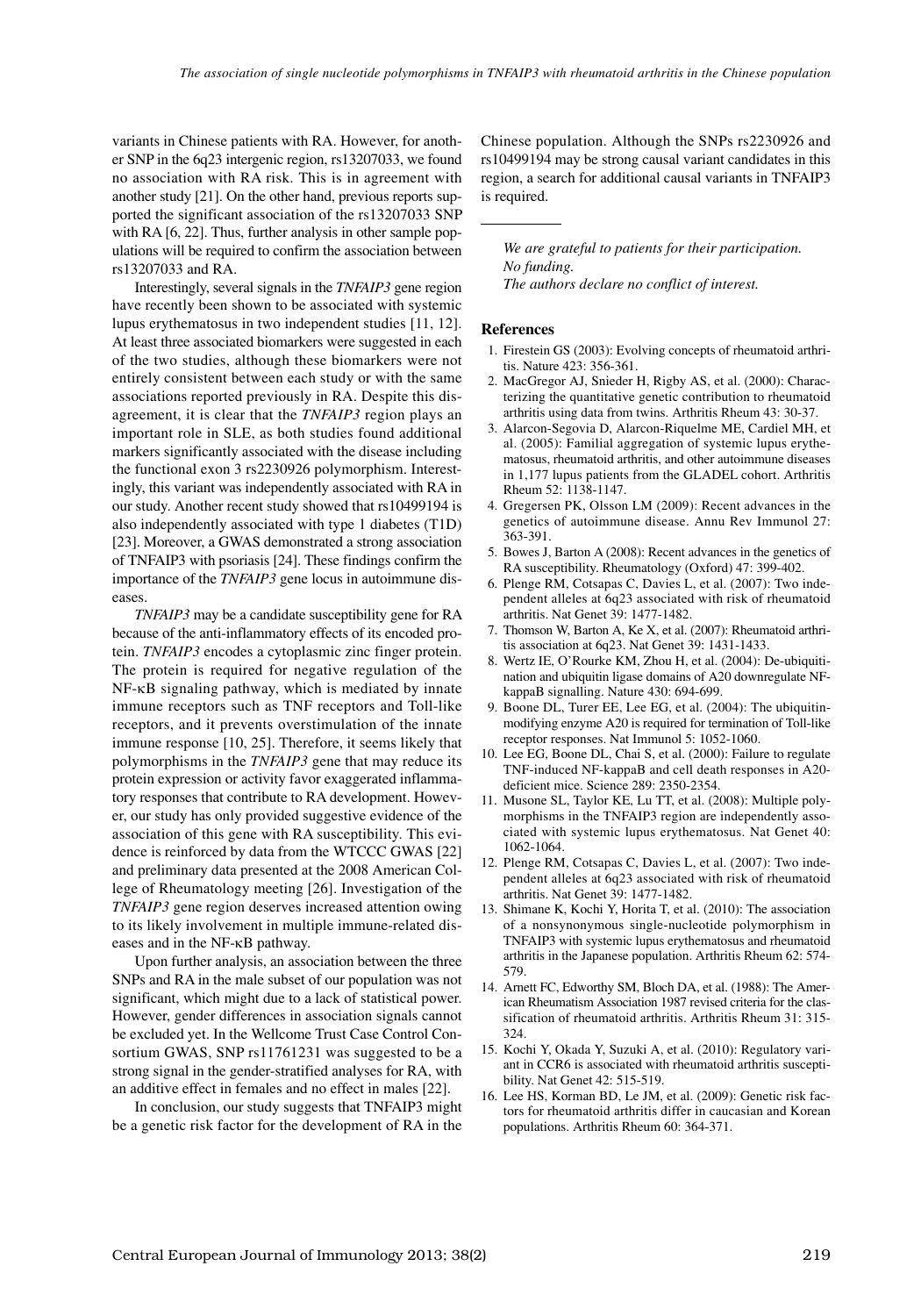variants in Chinese patients with RA. However, for another SNP in the 6q23 intergenic region, rs13207033, we found no association with RA risk. This is in agreement with another study [21]. On the other hand, previous reports supported the significant association of the rs13207033 SNP with RA [6, 22]. Thus, further analysis in other sample populations will be required to confirm the association between rs13207033 and RA.

Interestingly, several signals in the *TNFAIP3* gene region have recently been shown to be associated with systemic lupus erythematosus in two independent studies [11, 12]. At least three associated biomarkers were suggested in each of the two studies, although these biomarkers were not entirely consistent between each study or with the same associations reported previously in RA. Despite this disagreement, it is clear that the *TNFAIP3* region plays an important role in SLE, as both studies found additional markers significantly associated with the disease including the functional exon 3 rs2230926 polymorphism. Interestingly, this variant was independently associated with RA in our study. Another recent study showed that rs10499194 is also independently associated with type 1 diabetes (T1D) [23]. Moreover, a GWAS demonstrated a strong association of TNFAIP3 with psoriasis [24]. These findings confirm the importance of the *TNFAIP3* gene locus in autoimmune diseases.

*TNFAIP3* may be a candidate susceptibility gene for RA because of the anti-inflammatory effects of its encoded protein. *TNFAIP3* encodes a cytoplasmic zinc finger protein. The protein is required for negative regulation of the NF-κB signaling pathway, which is mediated by innate immune receptors such as TNF receptors and Toll-like receptors, and it prevents overstimulation of the innate immune response [10, 25]. Therefore, it seems likely that polymorphisms in the *TNFAIP3* gene that may reduce its protein expression or activity favor exaggerated inflammatory responses that contribute to RA development. However, our study has only provided suggestive evidence of the association of this gene with RA susceptibility. This evidence is reinforced by data from the WTCCC GWAS [22] and preliminary data presented at the 2008 American College of Rheumatology meeting [26]. Investigation of the *TNFAIP3* gene region deserves increased attention owing to its likely involvement in multiple immune-related diseases and in the NF-κB pathway.

Upon further analysis, an association between the three SNPs and RA in the male subset of our population was not significant, which might due to a lack of statistical power. However, gender differences in association signals cannot be excluded yet. In the Wellcome Trust Case Control Consortium GWAS, SNP rs11761231 was suggested to be a strong signal in the gender-stratified analyses for RA, with an additive effect in females and no effect in males [22].

In conclusion, our study suggests that TNFAIP3 might be a genetic risk factor for the development of RA in the Chinese population. Although the SNPs rs2230926 and rs10499194 may be strong causal variant candidates in this region, a search for additional causal variants in TNFAIP3 is required.

---

*We are grateful to patients for their participation.*
*No funding.*
*The authors declare no conflict of interest.*

## References

1. Firestein GS (2003): Evolving concepts of rheumatoid arthritis. Nature 423: 356-361.
2. MacGregor AJ, Snieder H, Rigby AS, et al. (2000): Characterizing the quantitative genetic contribution to rheumatoid arthritis using data from twins. Arthritis Rheum 43: 30-37.
3. Alarcon-Segovia D, Alarcon-Riquelme ME, Cardiel MH, et al. (2005): Familial aggregation of systemic lupus erythematosus, rheumatoid arthritis, and other autoimmune diseases in 1,177 lupus patients from the GLADEL cohort. Arthritis Rheum 52: 1138-1147.
4. Gregersen PK, Olsson LM (2009): Recent advances in the genetics of autoimmune disease. Annu Rev Immunol 27: 363-391.
5. Bowes J, Barton A (2008): Recent advances in the genetics of RA susceptibility. Rheumatology (Oxford) 47: 399-402.
6. Plenge RM, Cotsapas C, Davies L, et al. (2007): Two independent alleles at 6q23 associated with risk of rheumatoid arthritis. Nat Genet 39: 1477-1482.
7. Thomson W, Barton A, Ke X, et al. (2007): Rheumatoid arthritis association at 6q23. Nat Genet 39: 1431-1433.
8. Wertz IE, O'Rourke KM, Zhou H, et al. (2004): De-ubiquitination and ubiquitin ligase domains of A20 downregulate NF-kappaB signalling. Nature 430: 694-699.
9. Boone DL, Turer EE, Lee EG, et al. (2004): The ubiquitin-modifying enzyme A20 is required for termination of Toll-like receptor responses. Nat Immunol 5: 1052-1060.
10. Lee EG, Boone DL, Chai S, et al. (2000): Failure to regulate TNF-induced NF-kappaB and cell death responses in A20-deficient mice. Science 289: 2350-2354.
11. Musone SL, Taylor KE, Lu TT, et al. (2008): Multiple polymorphisms in the TNFAIP3 region are independently associated with systemic lupus erythematosus. Nat Genet 40: 1062-1064.
12. Plenge RM, Cotsapas C, Davies L, et al. (2007): Two independent alleles at 6q23 associated with risk of rheumatoid arthritis. Nat Genet 39: 1477-1482.
13. Shimane K, Kochi Y, Horita T, et al. (2010): The association of a nonsynonymous single-nucleotide polymorphism in TNFAIP3 with systemic lupus erythematosus and rheumatoid arthritis in the Japanese population. Arthritis Rheum 62: 574-579.
14. Arnett FC, Edworthy SM, Bloch DA, et al. (1988): The American Rheumatism Association 1987 revised criteria for the classification of rheumatoid arthritis. Arthritis Rheum 31: 315-324.
15. Kochi Y, Okada Y, Suzuki A, et al. (2010): Regulatory variant in CCR6 is associated with rheumatoid arthritis susceptibility. Nat Genet 42: 515-519.
16. Lee HS, Korman BD, Le JM, et al. (2009): Genetic risk factors for rheumatoid arthritis differ in caucasian and Korean populations. Arthritis Rheum 60: 364-371.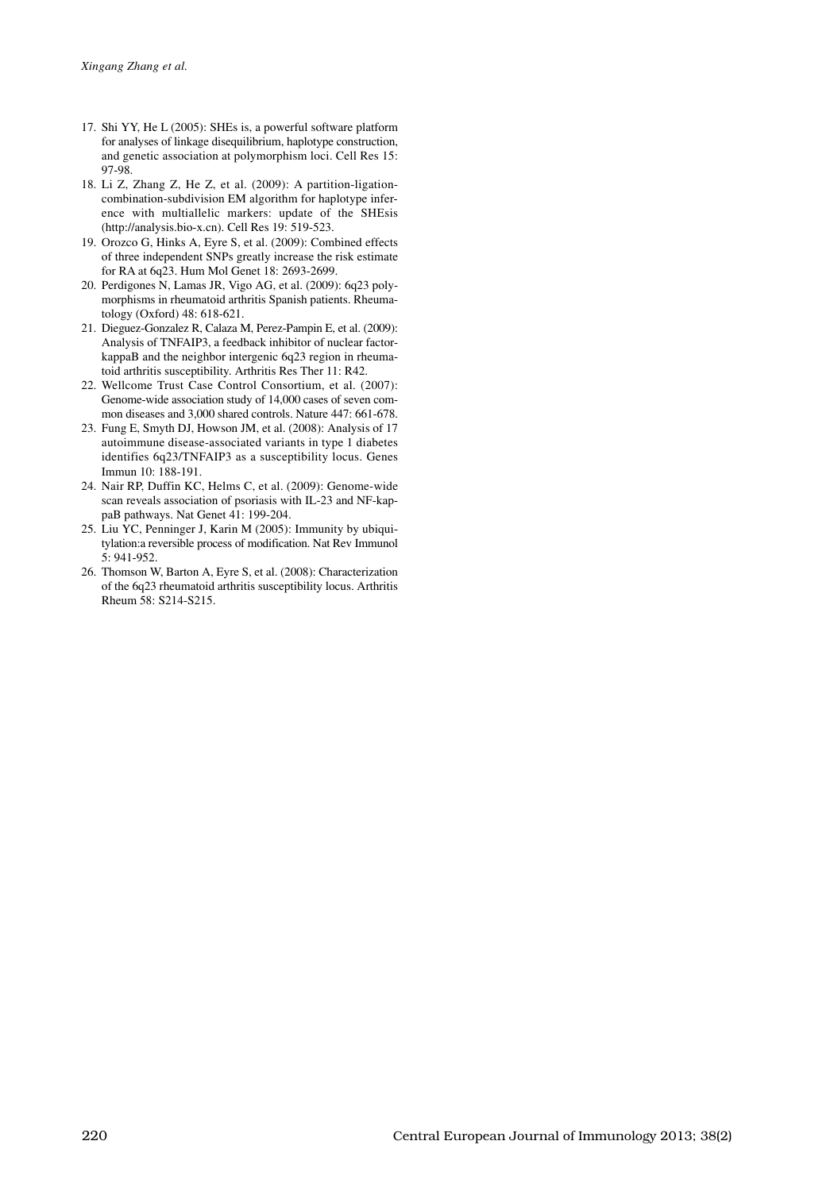17. Shi YY, He L (2005): SHEs is, a powerful software platform for analyses of linkage disequilibrium, haplotype construction, and genetic association at polymorphism loci. Cell Res 15: 97-98.
18. Li Z, Zhang Z, He Z, et al. (2009): A partition-ligation-combination-subdivision EM algorithm for haplotype inference with multiallelic markers: update of the SHEsis (http://analysis.bio-x.cn). Cell Res 19: 519-523.
19. Orozco G, Hinks A, Eyre S, et al. (2009): Combined effects of three independent SNPs greatly increase the risk estimate for RA at 6q23. Hum Mol Genet 18: 2693-2699.
20. Perdigones N, Lamas JR, Vigo AG, et al. (2009): 6q23 polymorphisms in rheumatoid arthritis Spanish patients. Rheumatology (Oxford) 48: 618-621.
21. Dieguez-Gonzalez R, Calaza M, Perez-Pampin E, et al. (2009): Analysis of TNFAIP3, a feedback inhibitor of nuclear factor-kappaB and the neighbor intergenic 6q23 region in rheumatoid arthritis susceptibility. Arthritis Res Ther 11: R42.
22. Wellcome Trust Case Control Consortium, et al. (2007): Genome-wide association study of 14,000 cases of seven common diseases and 3,000 shared controls. Nature 447: 661-678.
23. Fung E, Smyth DJ, Howson JM, et al. (2008): Analysis of 17 autoimmune disease-associated variants in type 1 diabetes identifies 6q23/TNFAIP3 as a susceptibility locus. Genes Immun 10: 188-191.
24. Nair RP, Duffin KC, Helms C, et al. (2009): Genome-wide scan reveals association of psoriasis with IL-23 and NF-kappaB pathways. Nat Genet 41: 199-204.
25. Liu YC, Penninger J, Karin M (2005): Immunity by ubiquitylation:a reversible process of modification. Nat Rev Immunol 5: 941-952.
26. Thomson W, Barton A, Eyre S, et al. (2008): Characterization of the 6q23 rheumatoid arthritis susceptibility locus. Arthritis Rheum 58: S214-S215.